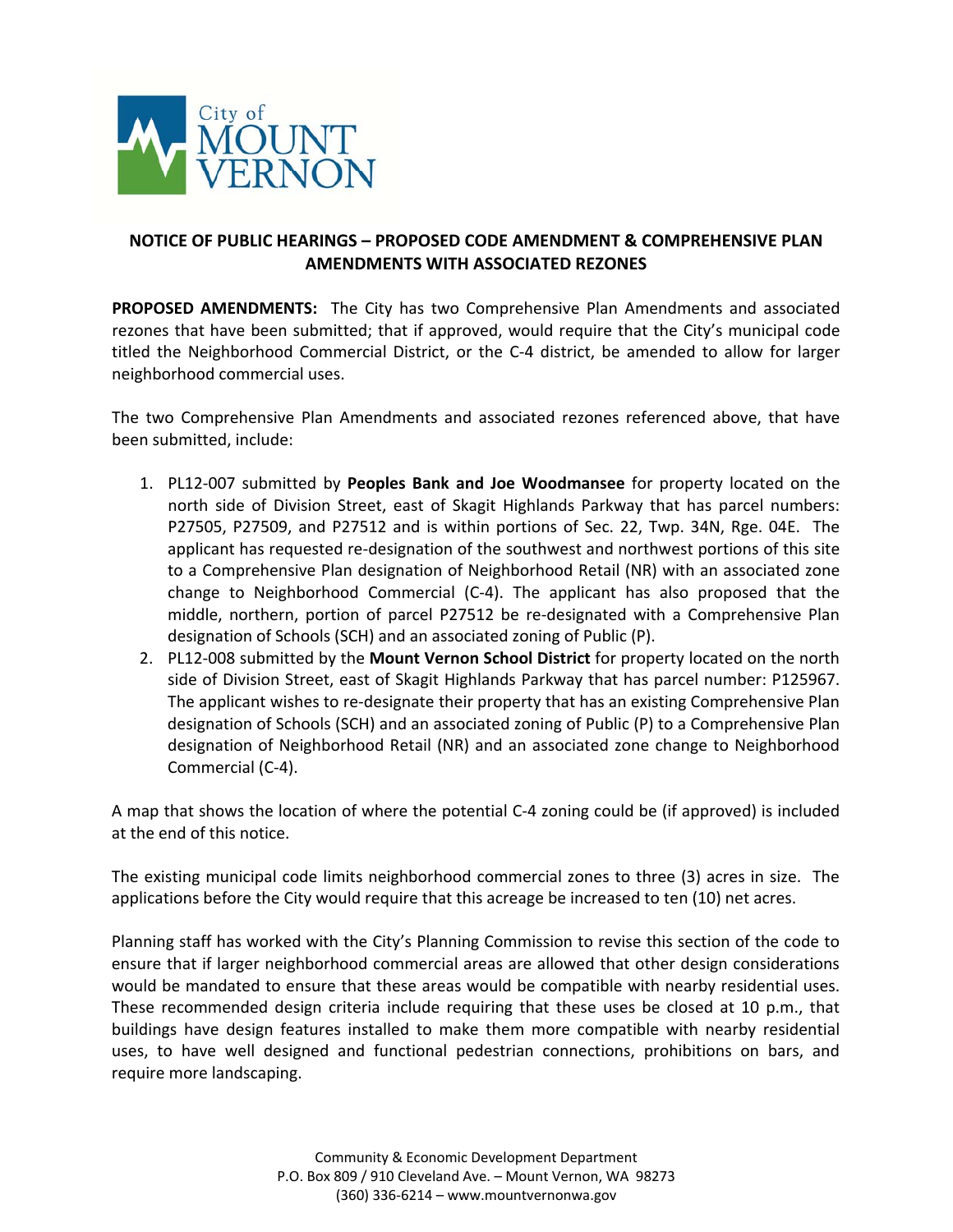City of MOUNT VERNON

## NOTICE OF PUBLIC HEARINGS – PROPOSED CODE AMENDMENT & COMPREHENSIVE PLAN AMENDMENTS WITH ASSOCIATED REZONES

**PROPOSED AMENDMENTS:** The City has two Comprehensive Plan Amendments and associated rezones that have been submitted; that if approved, would require that the City's municipal code titled the Neighborhood Commercial District, or the C-4 district, be amended to allow for larger neighborhood commercial uses.

The two Comprehensive Plan Amendments and associated rezones referenced above, that have been submitted, include:

1. PL12-007 submitted by **Peoples Bank and Joe Woodmansee** for property located on the north side of Division Street, east of Skagit Highlands Parkway that has parcel numbers: P27505, P27509, and P27512 and is within portions of Sec. 22, Twp. 34N, Rge. 04E. The applicant has requested re-designation of the southwest and northwest portions of this site to a Comprehensive Plan designation of Neighborhood Retail (NR) with an associated zone change to Neighborhood Commercial (C-4). The applicant has also proposed that the middle, northern, portion of parcel P27512 be re-designated with a Comprehensive Plan designation of Schools (SCH) and an associated zoning of Public (P).
2. PL12-008 submitted by the **Mount Vernon School District** for property located on the north side of Division Street, east of Skagit Highlands Parkway that has parcel number: P125967. The applicant wishes to re-designate their property that has an existing Comprehensive Plan designation of Schools (SCH) and an associated zoning of Public (P) to a Comprehensive Plan designation of Neighborhood Retail (NR) and an associated zone change to Neighborhood Commercial (C-4).

A map that shows the location of where the potential C-4 zoning could be (if approved) is included at the end of this notice.

The existing municipal code limits neighborhood commercial zones to three (3) acres in size. The applications before the City would require that this acreage be increased to ten (10) net acres.

Planning staff has worked with the City's Planning Commission to revise this section of the code to ensure that if larger neighborhood commercial areas are allowed that other design considerations would be mandated to ensure that these areas would be compatible with nearby residential uses. These recommended design criteria include requiring that these uses be closed at 10 p.m., that buildings have design features installed to make them more compatible with nearby residential uses, to have well designed and functional pedestrian connections, prohibitions on bars, and require more landscaping.

Community & Economic Development Department
P.O. Box 809 / 910 Cleveland Ave. – Mount Vernon, WA 98273
(360) 336-6214 – www.mountvernonwa.gov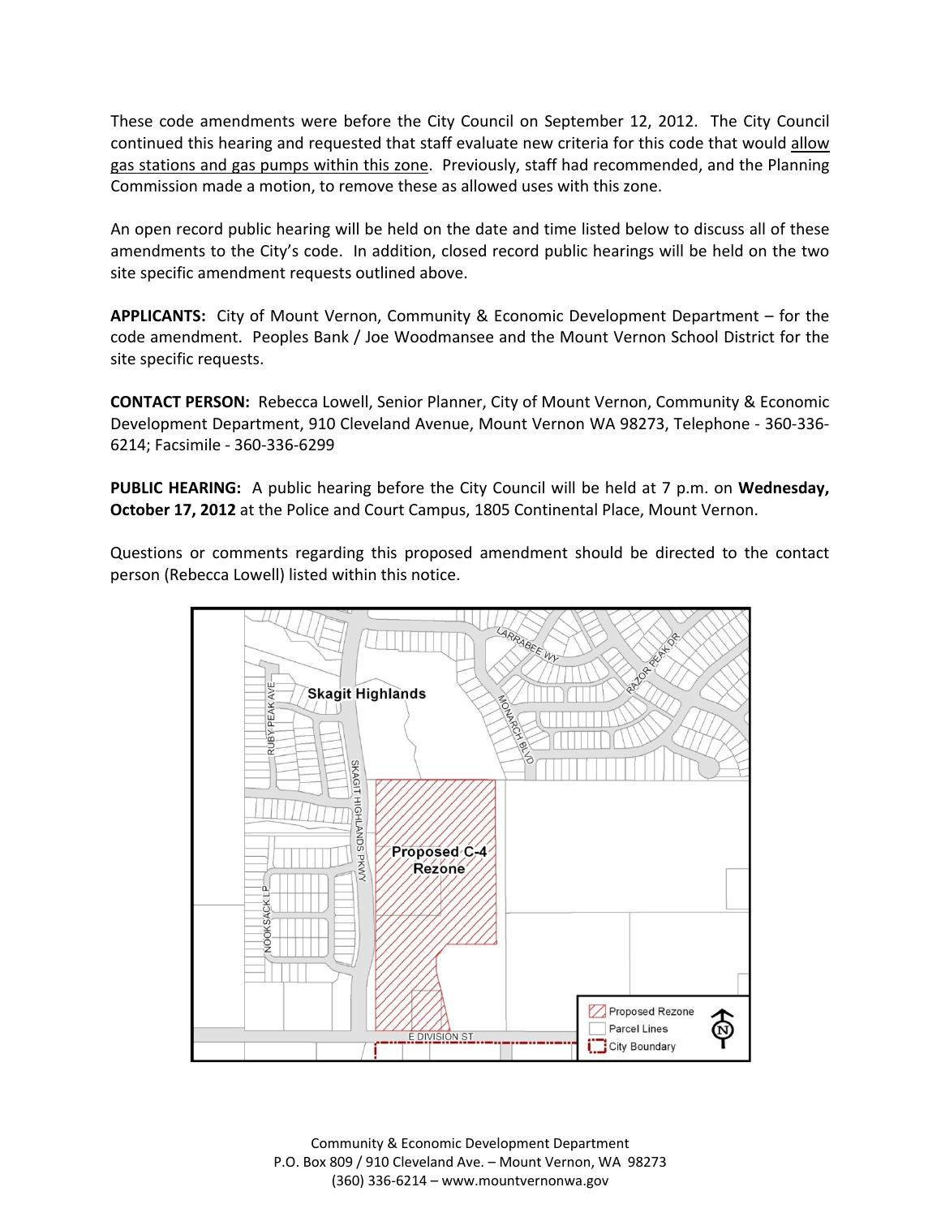These code amendments were before the City Council on September 12, 2012. The City Council continued this hearing and requested that staff evaluate new criteria for this code that would allow gas stations and gas pumps within this zone. Previously, staff had recommended, and the Planning Commission made a motion, to remove these as allowed uses with this zone.

An open record public hearing will be held on the date and time listed below to discuss all of these amendments to the City's code. In addition, closed record public hearings will be held on the two site specific amendment requests outlined above.

**APPLICANTS:** City of Mount Vernon, Community & Economic Development Department – for the code amendment. Peoples Bank / Joe Woodmansee and the Mount Vernon School District for the site specific requests.

**CONTACT PERSON:** Rebecca Lowell, Senior Planner, City of Mount Vernon, Community & Economic Development Department, 910 Cleveland Avenue, Mount Vernon WA 98273, Telephone - 360-336-6214; Facsimile - 360-336-6299

**PUBLIC HEARING:** A public hearing before the City Council will be held at 7 p.m. on **Wednesday, October 17, 2012** at the Police and Court Campus, 1805 Continental Place, Mount Vernon.

Questions or comments regarding this proposed amendment should be directed to the contact person (Rebecca Lowell) listed within this notice.

Skagit Highlands

Proposed C-4 Rezone

LARRABEE WY

RAZOR PEAK DR

MONARCH BLVD

RUBY PEAK AVE

SKAGIT HIGHLANDS PKWY

NOOKSACK LP

E DIVISION ST

Proposed Rezone

Parcel Lines

City Boundary

N

Community & Economic Development Department
P.O. Box 809 / 910 Cleveland Ave. – Mount Vernon, WA 98273
(360) 336-6214 – www.mountvernonwa.gov